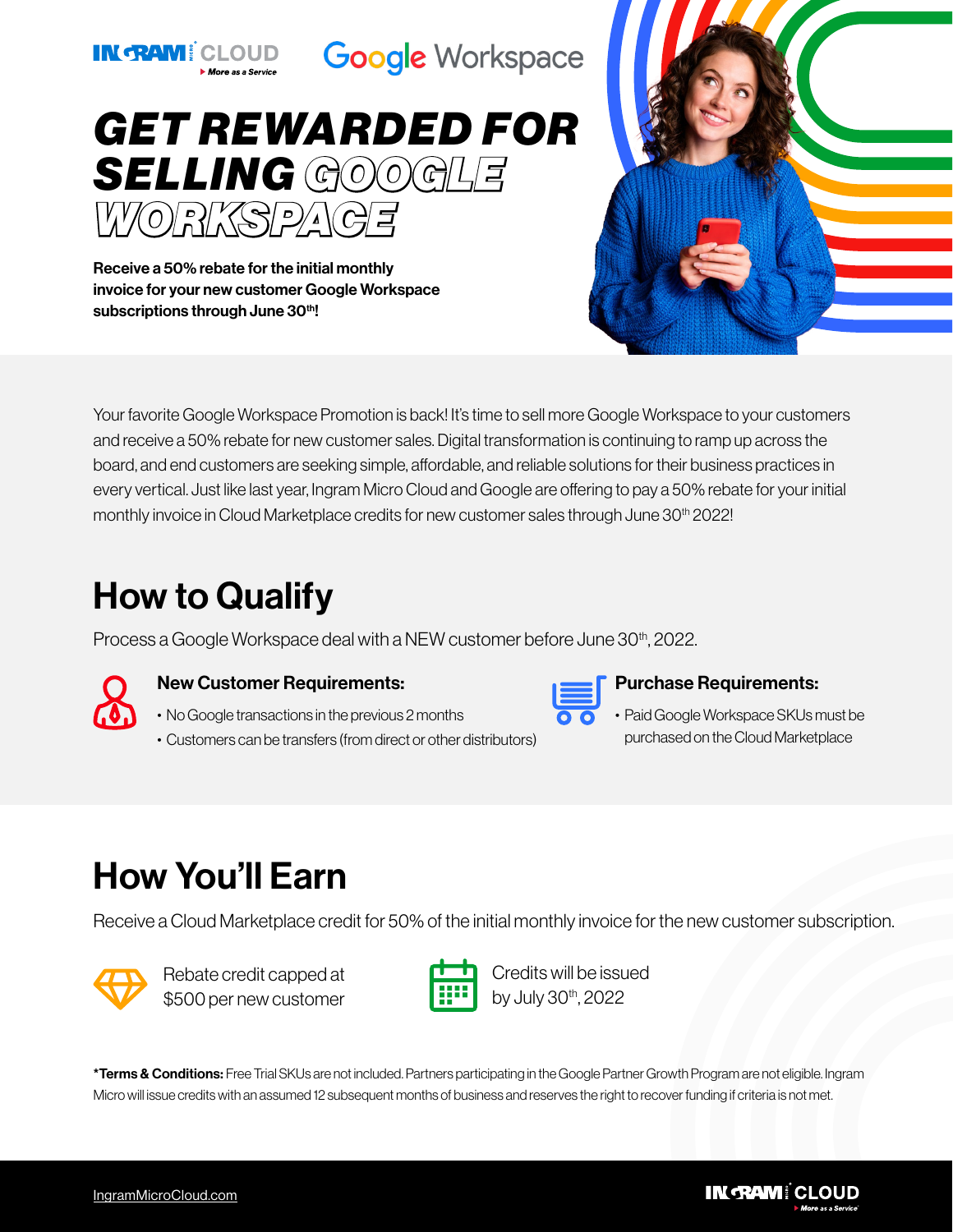# GET REWARDED FOR SELLING GOOGLE WORKSPACE

**Receive a 50% rebate for the initial monthly invoice for your new customer Google Workspace subscriptions through June 30th!**

Your favorite Google Workspace Promotion is back! It's time to sell more Google Workspace to your customers and receive a 50% rebate for new customer sales. Digital transformation is continuing to ramp up across the board, and end customers are seeking simple, affordable, and reliable solutions for their business practices in every vertical. Just like last year, Ingram Micro Cloud and Google are offering to pay a 50% rebate for your initial monthly invoice in Cloud Marketplace credits for new customer sales through June 30th 2022!

## How to Qualify

Process a Google Workspace deal with a NEW customer before June 30th, 2022.

### New Customer Requirements:

- No Google transactions in the previous 2 months
- Customers can be transfers (from direct or other distributors)

### Purchase Requirements:

- Paid Google Workspace SKUs must be purchased on the Cloud Marketplace

## How You'll Earn

Receive a Cloud Marketplace credit for 50% of the initial monthly invoice for the new customer subscription.

Rebate credit capped at $500 per new customer

Credits will be issued by July 30th, 2022

***Terms & Conditions:** Free Trial SKUs are not included. Partners participating in the Google Partner Growth Program are not eligible. Ingram Micro will issue credits with an assumed 12 subsequent months of business and reserves the right to recover funding if criteria is not met.

IngramMicroCloud.com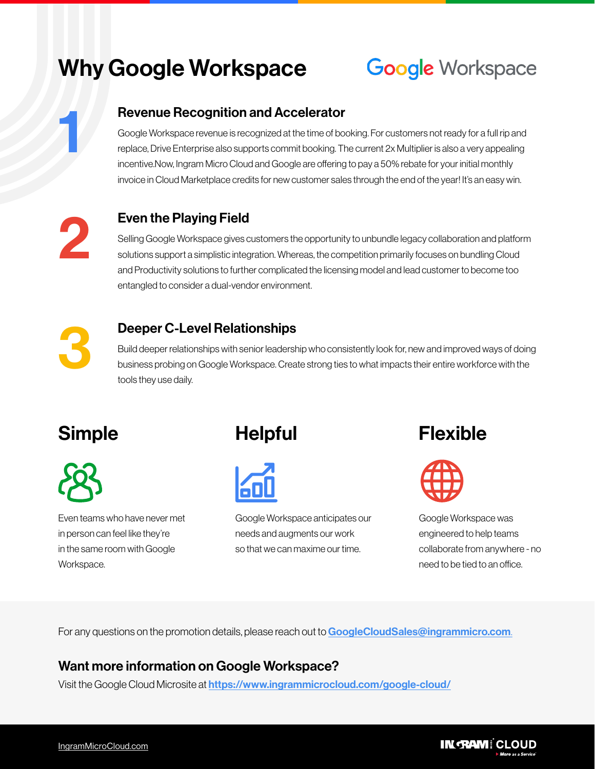# Why Google Workspace

Google Workspace

## 1 Revenue Recognition and Accelerator

Google Workspace revenue is recognized at the time of booking. For customers not ready for a full rip and replace, Drive Enterprise also supports commit booking. The current 2x Multiplier is also a very appealing incentive.Now, Ingram Micro Cloud and Google are offering to pay a 50% rebate for your initial monthly invoice in Cloud Marketplace credits for new customer sales through the end of the year! It's an easy win.

## 2 Even the Playing Field

Selling Google Workspace gives customers the opportunity to unbundle legacy collaboration and platform solutions support a simplistic integration. Whereas, the competition primarily focuses on bundling Cloud and Productivity solutions to further complicated the licensing model and lead customer to become too entangled to consider a dual-vendor environment.

## 3 Deeper C-Level Relationships

Build deeper relationships with senior leadership who consistently look for, new and improved ways of doing business probing on Google Workspace. Create strong ties to what impacts their entire workforce with the tools they use daily.

## Simple

Even teams who have never met in person can feel like they're in the same room with Google Workspace.

## Helpful

Google Workspace anticipates our needs and augments our work so that we can maxime our time.

## Flexible

Google Workspace was engineered to help teams collaborate from anywhere - no need to be tied to an office.

For any questions on the promotion details, please reach out to [GoogleCloudSales@ingrammicro.com](mailto:GoogleCloudSales@ingrammicro.com).

### Want more information on Google Workspace?

Visit the Google Cloud Microsite at [https://www.ingrammicrocloud.com/google-cloud/](https://www.ingrammicrocloud.com/google-cloud/)

[IngramMicroCloud.com](https://IngramMicroCloud.com)

INGRAM CLOUD More as a Service